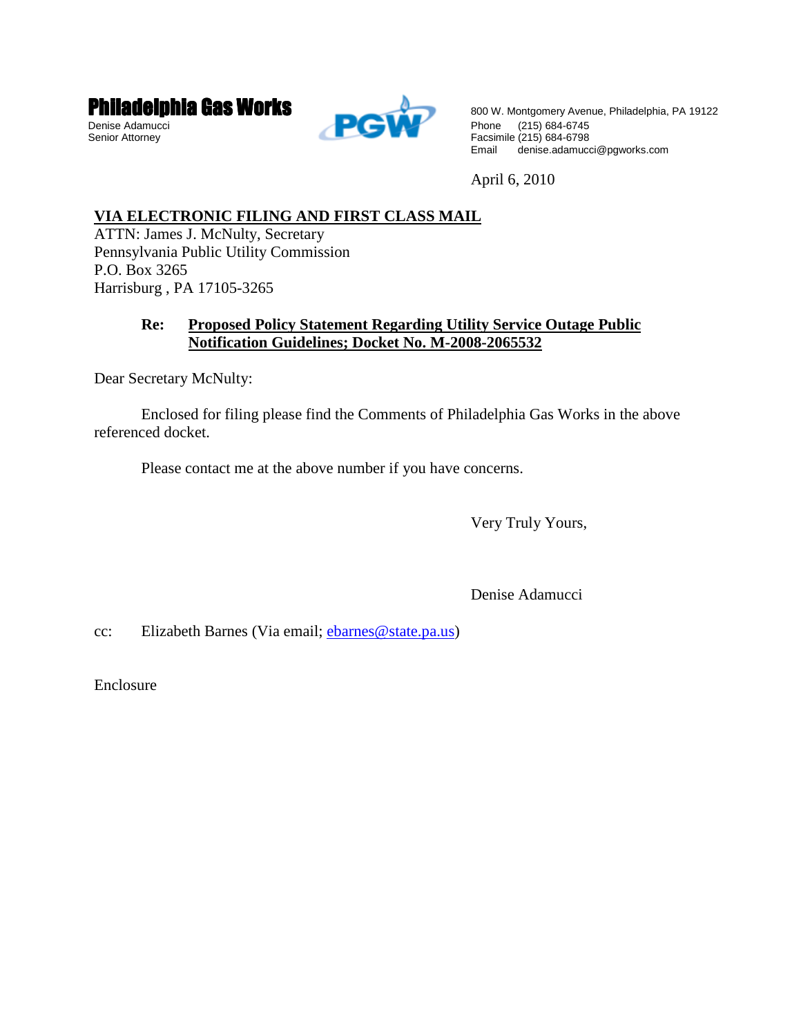# Philadelphia Gas Works

Denise Adamucci
Senior Attorney

800 W. Montgomery Avenue, Philadelphia, PA 19122
Phone (215) 684-6745
Facsimile (215) 684-6798
Email denise.adamucci@pgworks.com

April 6, 2010

**VIA ELECTRONIC FILING AND FIRST CLASS MAIL**
ATTN: James J. McNulty, Secretary
Pennsylvania Public Utility Commission
P.O. Box 3265
Harrisburg , PA 17105-3265

**Re: Proposed Policy Statement Regarding Utility Service Outage Public Notification Guidelines; Docket No. M-2008-2065532**

Dear Secretary McNulty:

Enclosed for filing please find the Comments of Philadelphia Gas Works in the above referenced docket.

Please contact me at the above number if you have concerns.

Very Truly Yours,

Denise Adamucci

cc: Elizabeth Barnes (Via email; ebarnes@state.pa.us)

Enclosure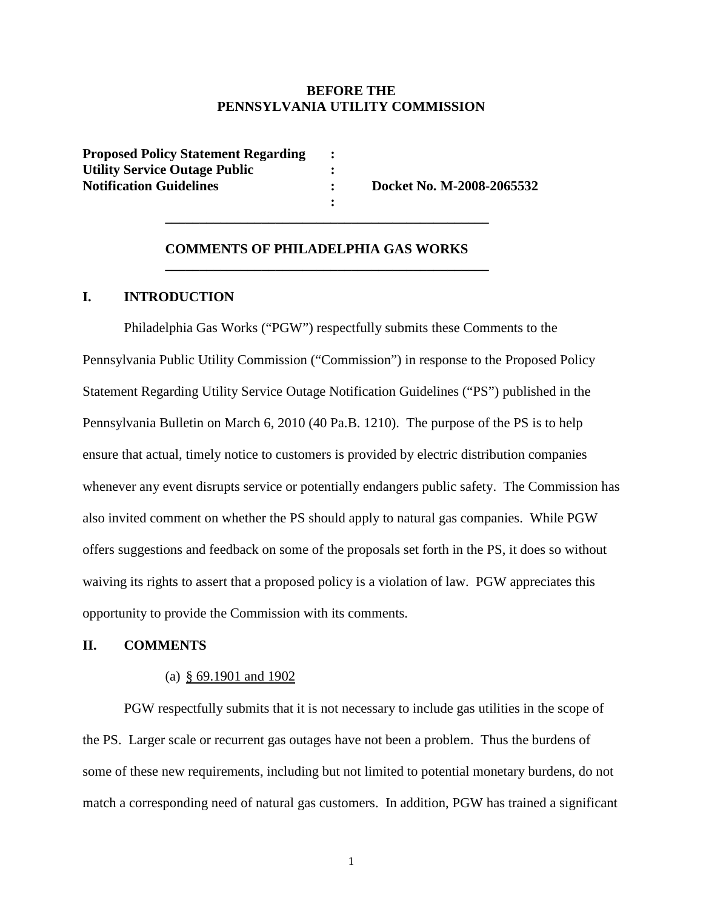**BEFORE THE**
**PENNSYLVANIA UTILITY COMMISSION**

| **Proposed Policy Statement Regarding Utility Service Outage Public Notification Guidelines** | : | **Docket No. M-2008-2065532** |
|---|---|---|

---

**COMMENTS OF PHILADELPHIA GAS WORKS**

---

## I. INTRODUCTION

Philadelphia Gas Works ("PGW") respectfully submits these Comments to the Pennsylvania Public Utility Commission ("Commission") in response to the Proposed Policy Statement Regarding Utility Service Outage Notification Guidelines ("PS") published in the Pennsylvania Bulletin on March 6, 2010 (40 Pa.B. 1210). The purpose of the PS is to help ensure that actual, timely notice to customers is provided by electric distribution companies whenever any event disrupts service or potentially endangers public safety. The Commission has also invited comment on whether the PS should apply to natural gas companies. While PGW offers suggestions and feedback on some of the proposals set forth in the PS, it does so without waiving its rights to assert that a proposed policy is a violation of law. PGW appreciates this opportunity to provide the Commission with its comments.

## II. COMMENTS

(a) <u>§ 69.1901 and 1902</u>

PGW respectfully submits that it is not necessary to include gas utilities in the scope of the PS. Larger scale or recurrent gas outages have not been a problem. Thus the burdens of some of these new requirements, including but not limited to potential monetary burdens, do not match a corresponding need of natural gas customers. In addition, PGW has trained a significant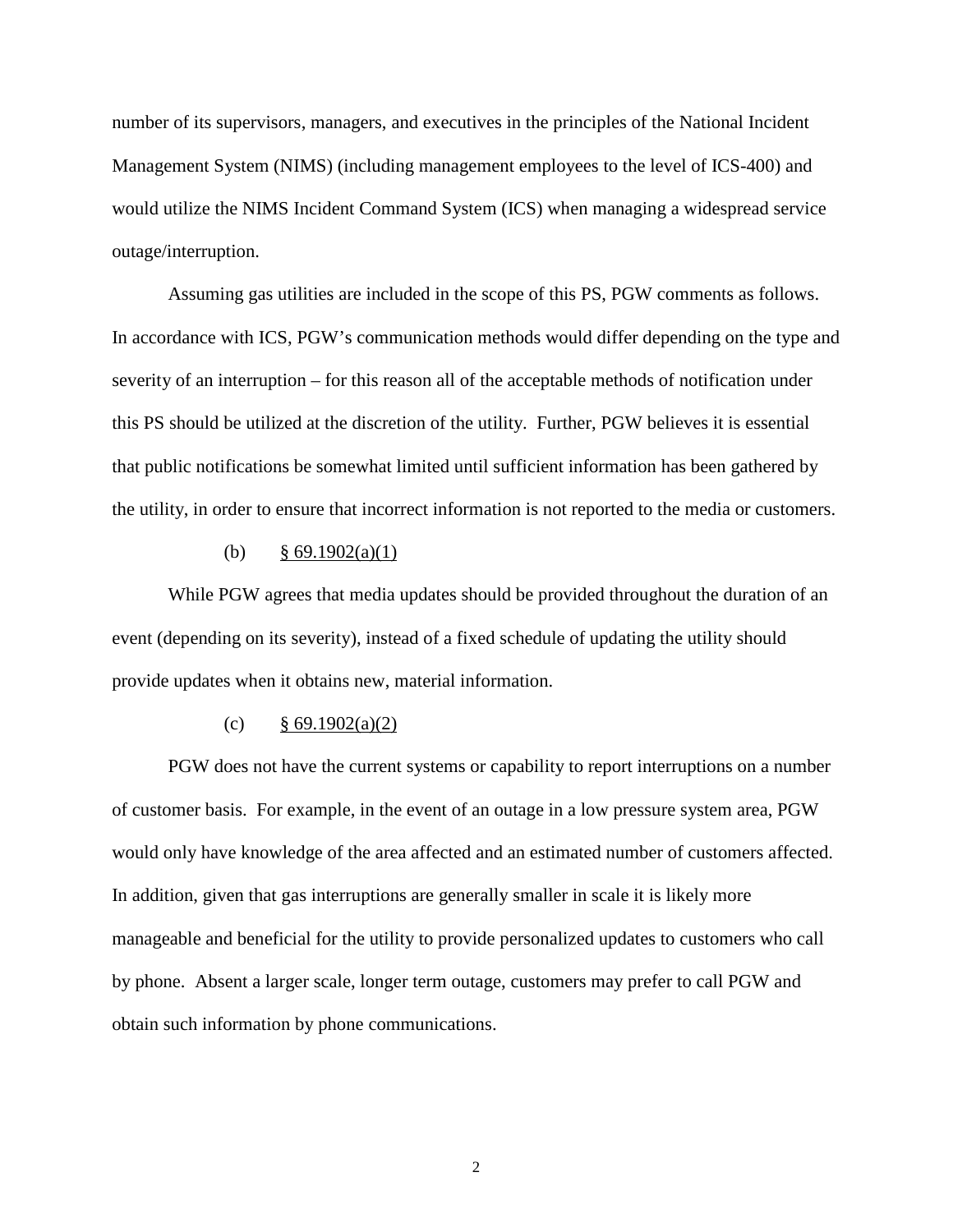number of its supervisors, managers, and executives in the principles of the National Incident Management System (NIMS) (including management employees to the level of ICS-400) and would utilize the NIMS Incident Command System (ICS) when managing a widespread service outage/interruption.

Assuming gas utilities are included in the scope of this PS, PGW comments as follows. In accordance with ICS, PGW's communication methods would differ depending on the type and severity of an interruption – for this reason all of the acceptable methods of notification under this PS should be utilized at the discretion of the utility. Further, PGW believes it is essential that public notifications be somewhat limited until sufficient information has been gathered by the utility, in order to ensure that incorrect information is not reported to the media or customers.

(b) <u>§ 69.1902(a)(1)</u>

While PGW agrees that media updates should be provided throughout the duration of an event (depending on its severity), instead of a fixed schedule of updating the utility should provide updates when it obtains new, material information.

(c) <u>§ 69.1902(a)(2)</u>

PGW does not have the current systems or capability to report interruptions on a number of customer basis. For example, in the event of an outage in a low pressure system area, PGW would only have knowledge of the area affected and an estimated number of customers affected. In addition, given that gas interruptions are generally smaller in scale it is likely more manageable and beneficial for the utility to provide personalized updates to customers who call by phone. Absent a larger scale, longer term outage, customers may prefer to call PGW and obtain such information by phone communications.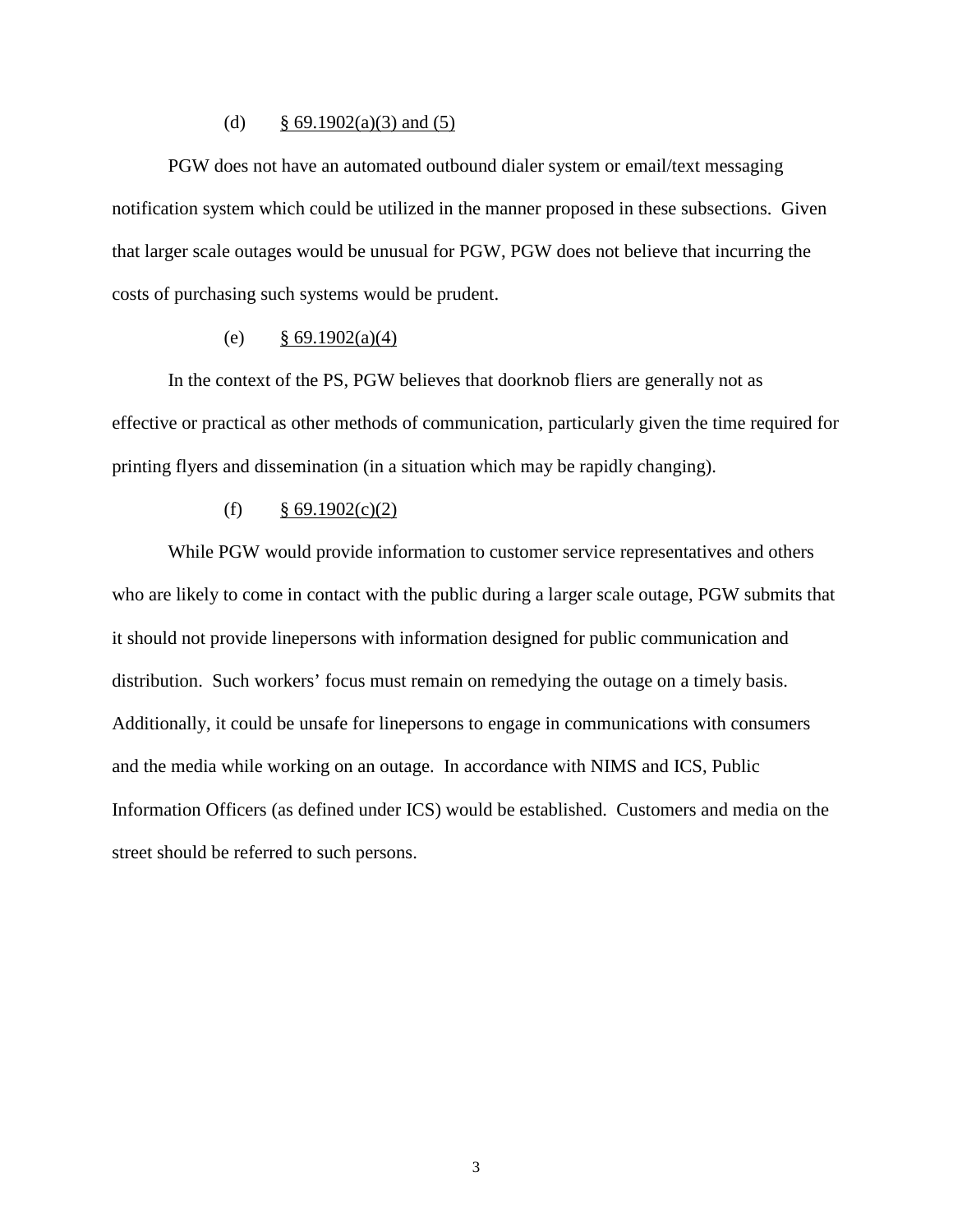(d) § 69.1902(a)(3) and (5)

PGW does not have an automated outbound dialer system or email/text messaging notification system which could be utilized in the manner proposed in these subsections. Given that larger scale outages would be unusual for PGW, PGW does not believe that incurring the costs of purchasing such systems would be prudent.

(e) § 69.1902(a)(4)

In the context of the PS, PGW believes that doorknob fliers are generally not as effective or practical as other methods of communication, particularly given the time required for printing flyers and dissemination (in a situation which may be rapidly changing).

(f) § 69.1902(c)(2)

While PGW would provide information to customer service representatives and others who are likely to come in contact with the public during a larger scale outage, PGW submits that it should not provide linepersons with information designed for public communication and distribution. Such workers' focus must remain on remedying the outage on a timely basis. Additionally, it could be unsafe for linepersons to engage in communications with consumers and the media while working on an outage. In accordance with NIMS and ICS, Public Information Officers (as defined under ICS) would be established. Customers and media on the street should be referred to such persons.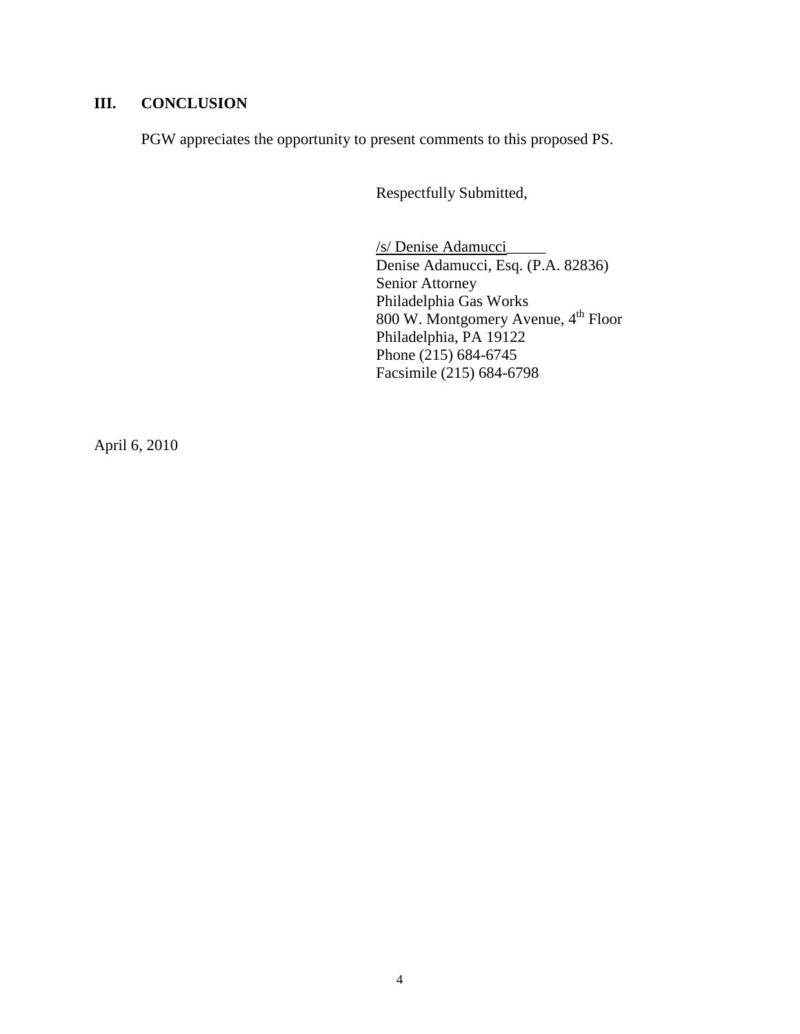## III. CONCLUSION

PGW appreciates the opportunity to present comments to this proposed PS.

Respectfully Submitted,

/s/ Denise Adamucci_____
Denise Adamucci, Esq. (P.A. 82836)
Senior Attorney
Philadelphia Gas Works
800 W. Montgomery Avenue, 4th Floor
Philadelphia, PA 19122
Phone (215) 684-6745
Facsimile (215) 684-6798

April 6, 2010